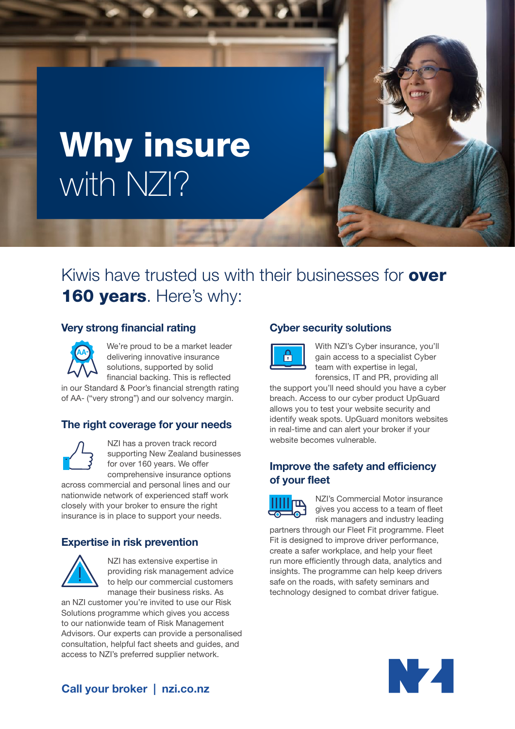# Why insure with NZI?

## Kiwis have trusted us with their businesses for **over 160 years**. Here's why:

### Very strong financial rating

We're proud to be a market leader delivering innovative insurance solutions, supported by solid financial backing. This is reflected in our Standard & Poor's financial strength rating of AA- ("very strong") and our solvency margin.

### The right coverage for your needs

NZI has a proven track record supporting New Zealand businesses for over 160 years. We offer comprehensive insurance options across commercial and personal lines and our nationwide network of experienced staff work closely with your broker to ensure the right insurance is in place to support your needs.

### Expertise in risk prevention

NZI has extensive expertise in providing risk management advice to help our commercial customers manage their business risks. As an NZI customer you're invited to use our Risk Solutions programme which gives you access to our nationwide team of Risk Management Advisors. Our experts can provide a personalised consultation, helpful fact sheets and guides, and access to NZI's preferred supplier network.

### Cyber security solutions

With NZI's Cyber insurance, you'll gain access to a specialist Cyber team with expertise in legal, forensics, IT and PR, providing all the support you'll need should you have a cyber breach. Access to our cyber product UpGuard allows you to test your website security and identify weak spots. UpGuard monitors websites in real-time and can alert your broker if your website becomes vulnerable.

### Improve the safety and efficiency of your fleet

NZI's Commercial Motor insurance gives you access to a team of fleet risk managers and industry leading partners through our Fleet Fit programme. Fleet Fit is designed to improve driver performance, create a safer workplace, and help your fleet run more efficiently through data, analytics and insights. The programme can help keep drivers safe on the roads, with safety seminars and technology designed to combat driver fatigue.

**Call your broker | nzi.co.nz**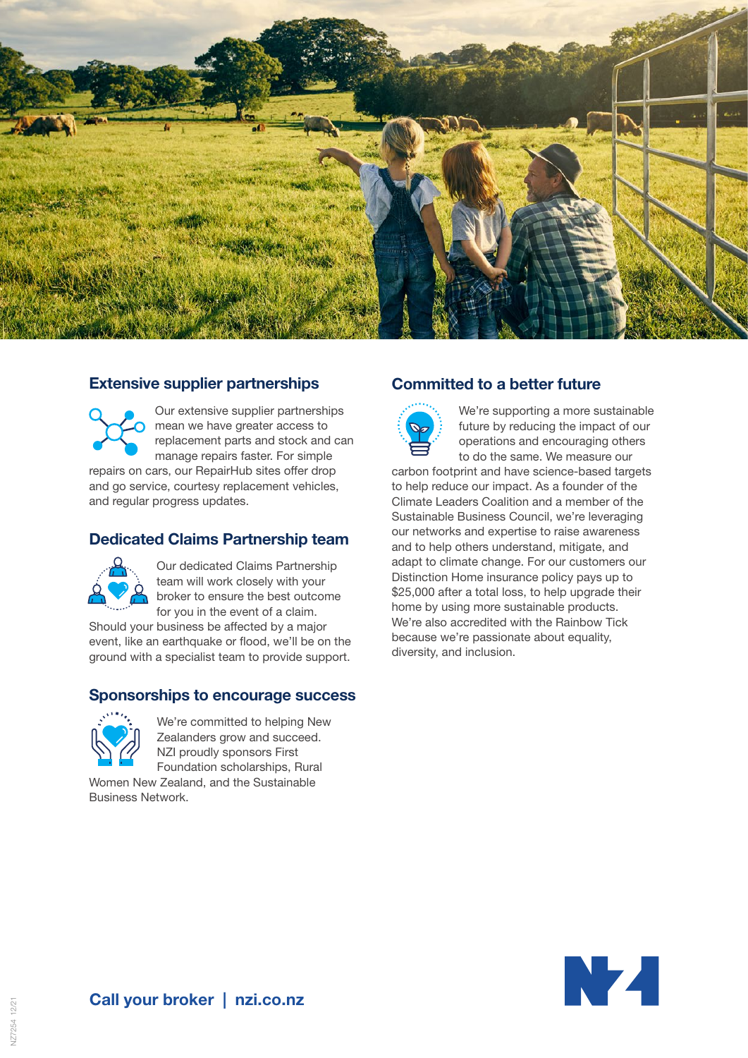## Extensive supplier partnerships

Our extensive supplier partnerships mean we have greater access to replacement parts and stock and can manage repairs faster. For simple repairs on cars, our RepairHub sites offer drop and go service, courtesy replacement vehicles, and regular progress updates.

## Dedicated Claims Partnership team

Our dedicated Claims Partnership team will work closely with your broker to ensure the best outcome for you in the event of a claim. Should your business be affected by a major event, like an earthquake or flood, we'll be on the ground with a specialist team to provide support.

## Sponsorships to encourage success

We're committed to helping New Zealanders grow and succeed. NZI proudly sponsors First Foundation scholarships, Rural Women New Zealand, and the Sustainable Business Network.

## Committed to a better future

We're supporting a more sustainable future by reducing the impact of our operations and encouraging others to do the same. We measure our carbon footprint and have science-based targets to help reduce our impact. As a founder of the Climate Leaders Coalition and a member of the Sustainable Business Council, we're leveraging our networks and expertise to raise awareness and to help others understand, mitigate, and adapt to climate change. For our customers our Distinction Home insurance policy pays up to $25,000 after a total loss, to help upgrade their home by using more sustainable products. We're also accredited with the Rainbow Tick because we're passionate about equality, diversity, and inclusion.

**Call your broker | nzi.co.nz**

NZ7254 12/21